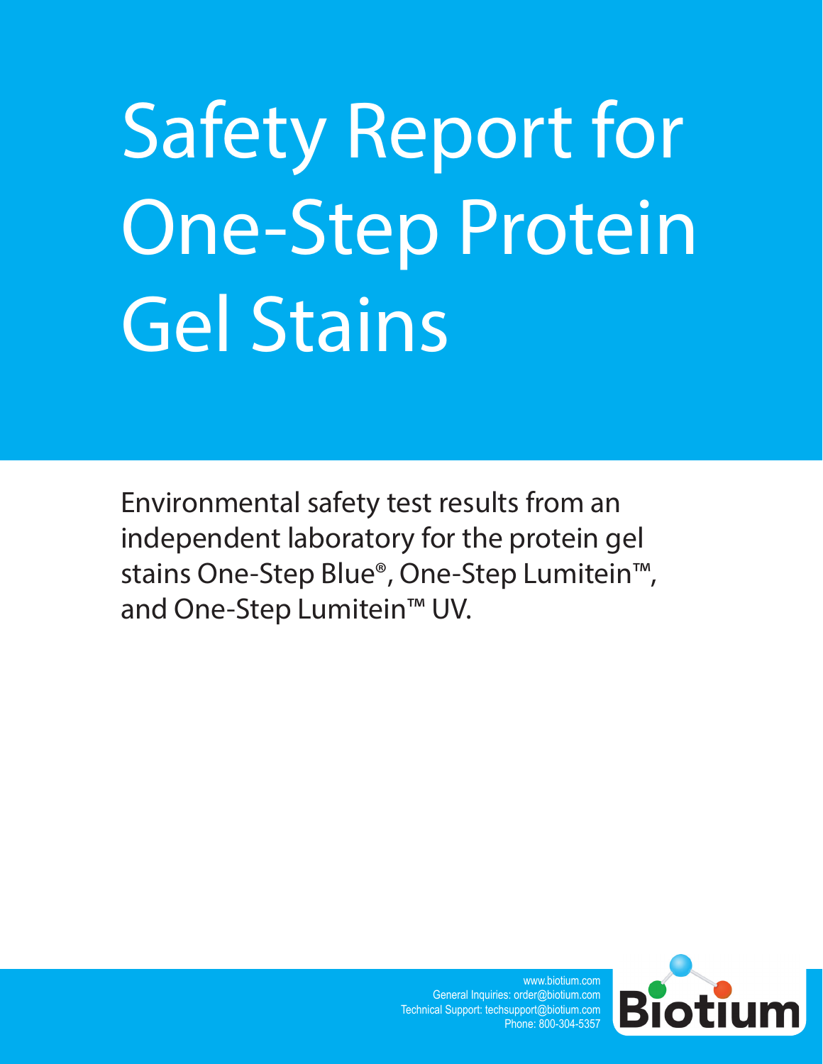# Safety Report for One-Step Protein Gel Stains

Environmental safety test results from an independent laboratory for the protein gel stains One-Step Blue®, One-Step Lumitein™, and One-Step Lumitein™ UV.

www.biotium.com
General Inquiries: order@biotium.com
Technical Support: techsupport@biotium.com
Phone: 800-304-5357

Biotium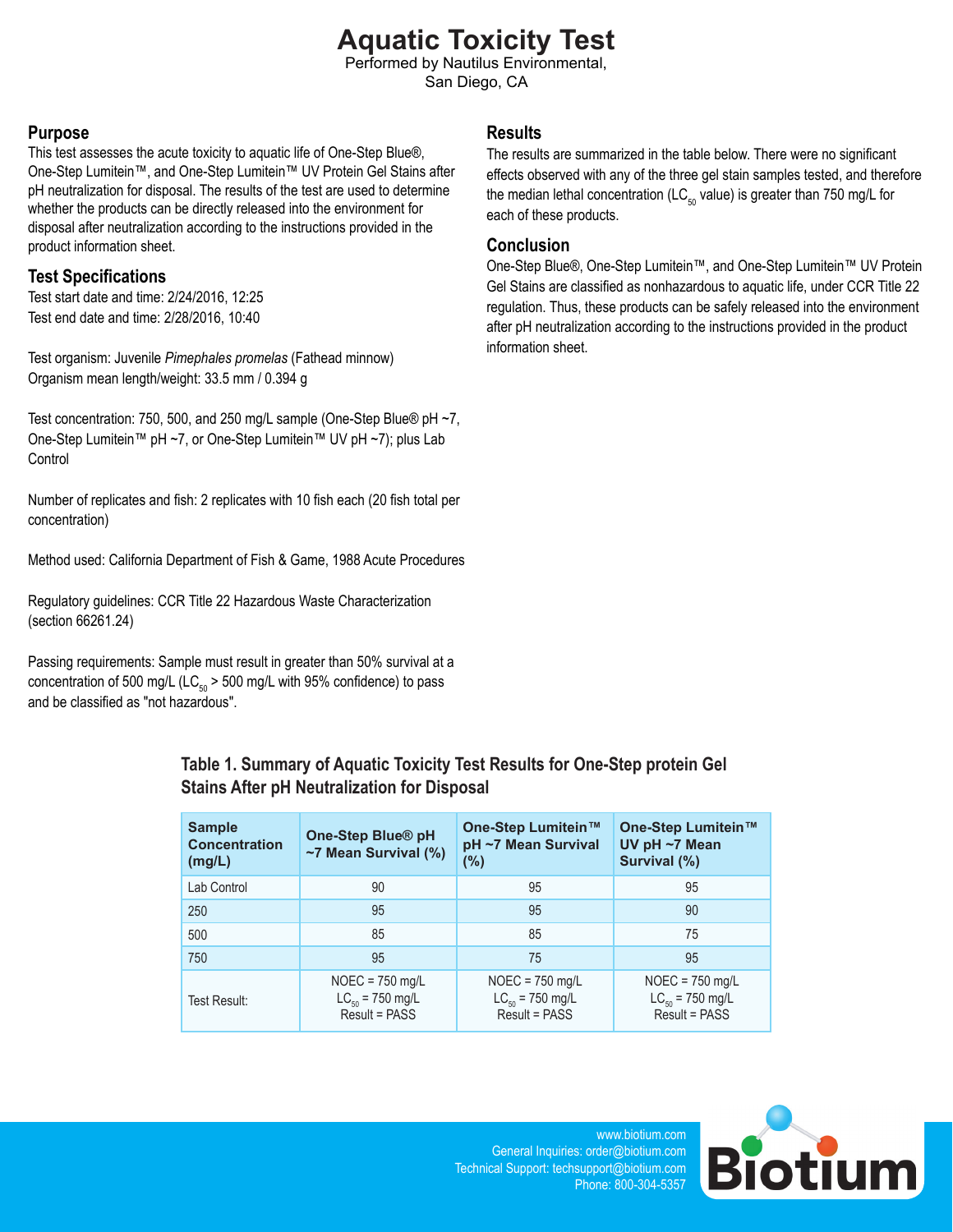# Aquatic Toxicity Test

Performed by Nautilus Environmental,
San Diego, CA

## Purpose

This test assesses the acute toxicity to aquatic life of One-Step Blue®, One-Step Lumitein™, and One-Step Lumitein™ UV Protein Gel Stains after pH neutralization for disposal. The results of the test are used to determine whether the products can be directly released into the environment for disposal after neutralization according to the instructions provided in the product information sheet.

## Test Specifications

Test start date and time: 2/24/2016, 12:25
Test end date and time: 2/28/2016, 10:40

Test organism: Juvenile *Pimephales promelas* (Fathead minnow)
Organism mean length/weight: 33.5 mm / 0.394 g

Test concentration: 750, 500, and 250 mg/L sample (One-Step Blue® pH ~7, One-Step Lumitein™ pH ~7, or One-Step Lumitein™ UV pH ~7); plus Lab Control

Number of replicates and fish: 2 replicates with 10 fish each (20 fish total per concentration)

Method used: California Department of Fish & Game, 1988 Acute Procedures

Regulatory guidelines: CCR Title 22 Hazardous Waste Characterization (section 66261.24)

Passing requirements: Sample must result in greater than 50% survival at a concentration of 500 mg/L ($LC_{50}$ > 500 mg/L with 95% confidence) to pass and be classified as "not hazardous".

## Results

The results are summarized in the table below. There were no significant effects observed with any of the three gel stain samples tested, and therefore the median lethal concentration ($LC_{50}$ value) is greater than 750 mg/L for each of these products.

## Conclusion

One-Step Blue®, One-Step Lumitein™, and One-Step Lumitein™ UV Protein Gel Stains are classified as nonhazardous to aquatic life, under CCR Title 22 regulation. Thus, these products can be safely released into the environment after pH neutralization according to the instructions provided in the product information sheet.

**Table 1. Summary of Aquatic Toxicity Test Results for One-Step protein Gel Stains After pH Neutralization for Disposal**

| Sample Concentration (mg/L) | One-Step Blue® pH ~7 Mean Survival (%) | One-Step Lumitein™ pH ~7 Mean Survival (%) | One-Step Lumitein™ UV pH ~7 Mean Survival (%) |
|---|---|---|---|
| Lab Control | 90 | 95 | 95 |
| 250 | 95 | 95 | 90 |
| 500 | 85 | 85 | 75 |
| 750 | 95 | 75 | 95 |
| Test Result: | NOEC = 750 mg/L<br>$LC_{50}$ = 750 mg/L<br>Result = PASS | NOEC = 750 mg/L<br>$LC_{50}$ = 750 mg/L<br>Result = PASS | NOEC = 750 mg/L<br>$LC_{50}$ = 750 mg/L<br>Result = PASS |

www.biotium.com
General Inquiries: order@biotium.com
Technical Support: techsupport@biotium.com
Phone: 800-304-5357